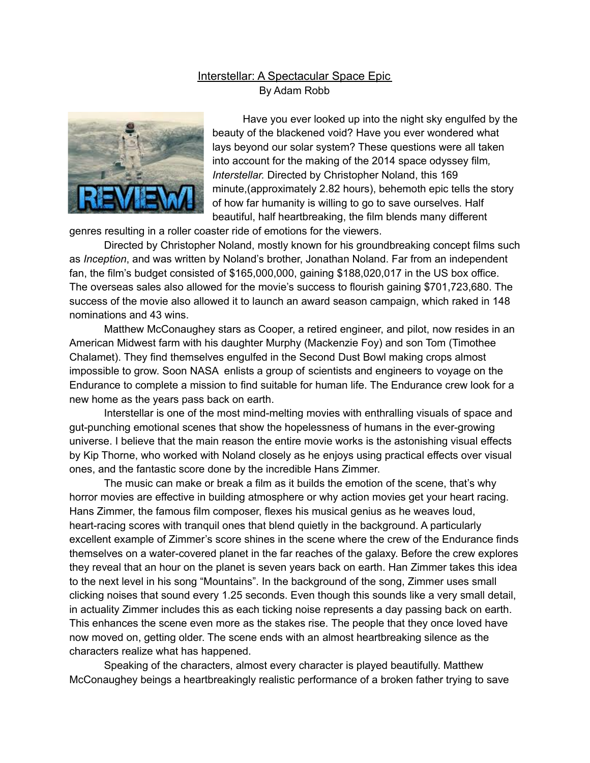Interstellar: A Spectacular Space Epic

By Adam Robb

Have you ever looked up into the night sky engulfed by the beauty of the blackened void? Have you ever wondered what lays beyond our solar system? These questions were all taken into account for the making of the 2014 space odyssey film*, Interstellar.* Directed by Christopher Noland, this 169 minute,(approximately 2.82 hours), behemoth epic tells the story of how far humanity is willing to go to save ourselves. Half beautiful, half heartbreaking, the film blends many different genres resulting in a roller coaster ride of emotions for the viewers.

Directed by Christopher Noland, mostly known for his groundbreaking concept films such as *Inception*, and was written by Noland's brother, Jonathan Noland. Far from an independent fan, the film's budget consisted of $165,000,000, gaining $188,020,017 in the US box office. The overseas sales also allowed for the movie's success to flourish gaining $701,723,680. The success of the movie also allowed it to launch an award season campaign, which raked in 148 nominations and 43 wins.

Matthew McConaughey stars as Cooper, a retired engineer, and pilot, now resides in an American Midwest farm with his daughter Murphy (Mackenzie Foy) and son Tom (Timothee Chalamet). They find themselves engulfed in the Second Dust Bowl making crops almost impossible to grow. Soon NASA enlists a group of scientists and engineers to voyage on the Endurance to complete a mission to find suitable for human life. The Endurance crew look for a new home as the years pass back on earth.

Interstellar is one of the most mind-melting movies with enthralling visuals of space and gut-punching emotional scenes that show the hopelessness of humans in the ever-growing universe. I believe that the main reason the entire movie works is the astonishing visual effects by Kip Thorne, who worked with Noland closely as he enjoys using practical effects over visual ones, and the fantastic score done by the incredible Hans Zimmer.

The music can make or break a film as it builds the emotion of the scene, that's why horror movies are effective in building atmosphere or why action movies get your heart racing. Hans Zimmer, the famous film composer, flexes his musical genius as he weaves loud, heart-racing scores with tranquil ones that blend quietly in the background. A particularly excellent example of Zimmer's score shines in the scene where the crew of the Endurance finds themselves on a water-covered planet in the far reaches of the galaxy. Before the crew explores they reveal that an hour on the planet is seven years back on earth. Han Zimmer takes this idea to the next level in his song "Mountains". In the background of the song, Zimmer uses small clicking noises that sound every 1.25 seconds. Even though this sounds like a very small detail, in actuality Zimmer includes this as each ticking noise represents a day passing back on earth. This enhances the scene even more as the stakes rise. The people that they once loved have now moved on, getting older. The scene ends with an almost heartbreaking silence as the characters realize what has happened.

Speaking of the characters, almost every character is played beautifully. Matthew McConaughey beings a heartbreakingly realistic performance of a broken father trying to save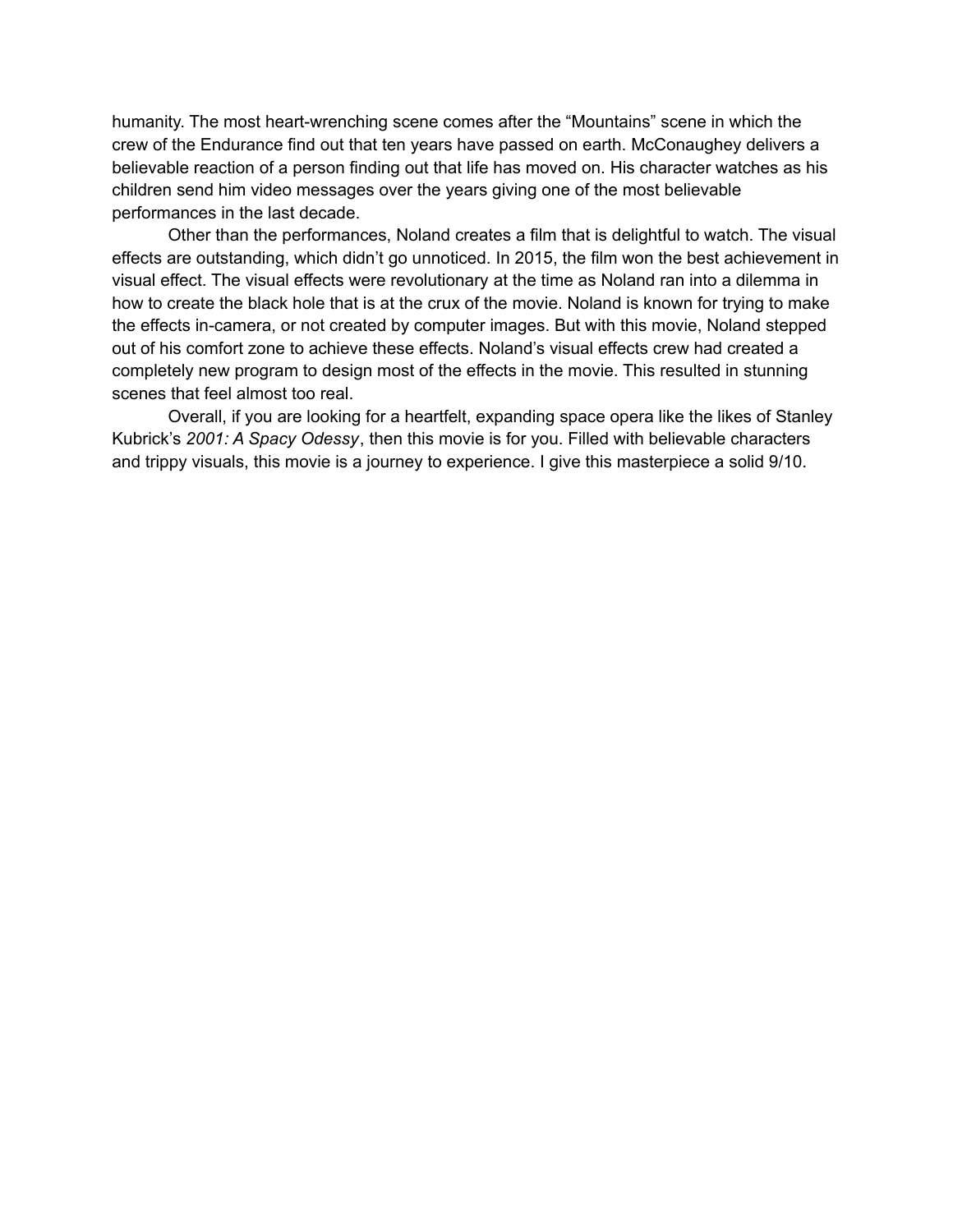humanity. The most heart-wrenching scene comes after the “Mountains” scene in which the crew of the Endurance find out that ten years have passed on earth. McConaughey delivers a believable reaction of a person finding out that life has moved on. His character watches as his children send him video messages over the years giving one of the most believable performances in the last decade.

Other than the performances, Noland creates a film that is delightful to watch. The visual effects are outstanding, which didn’t go unnoticed. In 2015, the film won the best achievement in visual effect. The visual effects were revolutionary at the time as Noland ran into a dilemma in how to create the black hole that is at the crux of the movie. Noland is known for trying to make the effects in-camera, or not created by computer images. But with this movie, Noland stepped out of his comfort zone to achieve these effects. Noland’s visual effects crew had created a completely new program to design most of the effects in the movie. This resulted in stunning scenes that feel almost too real.

Overall, if you are looking for a heartfelt, expanding space opera like the likes of Stanley Kubrick’s *2001: A Spacy Odessy*, then this movie is for you. Filled with believable characters and trippy visuals, this movie is a journey to experience. I give this masterpiece a solid 9/10.